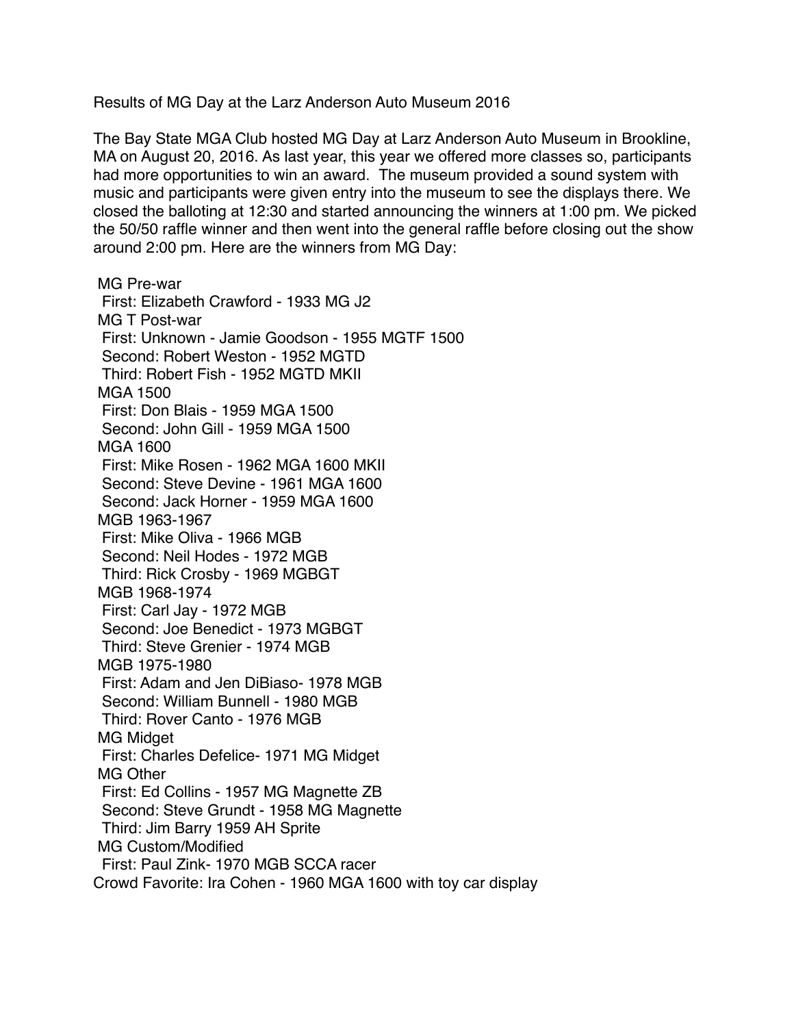# Results of MG Day at the Larz Anderson Auto Museum 2016

The Bay State MGA Club hosted MG Day at Larz Anderson Auto Museum in Brookline, MA on August 20, 2016. As last year, this year we offered more classes so, participants had more opportunities to win an award. The museum provided a sound system with music and participants were given entry into the museum to see the displays there. We closed the balloting at 12:30 and started announcing the winners at 1:00 pm. We picked the 50/50 raffle winner and then went into the general raffle before closing out the show around 2:00 pm. Here are the winners from MG Day:

MG Pre-war
- First: Elizabeth Crawford - 1933 MG J2

MG T Post-war
- First: Unknown - Jamie Goodson - 1955 MGTF 1500
- Second: Robert Weston - 1952 MGTD
- Third: Robert Fish - 1952 MGTD MKII

MGA 1500
- First: Don Blais - 1959 MGA 1500
- Second: John Gill - 1959 MGA 1500

MGA 1600
- First: Mike Rosen - 1962 MGA 1600 MKII
- Second: Steve Devine - 1961 MGA 1600
- Second: Jack Horner - 1959 MGA 1600

MGB 1963-1967
- First: Mike Oliva - 1966 MGB
- Second: Neil Hodes - 1972 MGB
- Third: Rick Crosby - 1969 MGBGT

MGB 1968-1974
- First: Carl Jay - 1972 MGB
- Second: Joe Benedict - 1973 MGBGT
- Third: Steve Grenier - 1974 MGB

MGB 1975-1980
- First: Adam and Jen DiBiaso- 1978 MGB
- Second: William Bunnell - 1980 MGB
- Third: Rover Canto - 1976 MGB

MG Midget
- First: Charles Defelice- 1971 MG Midget

MG Other
- First: Ed Collins - 1957 MG Magnette ZB
- Second: Steve Grundt - 1958 MG Magnette
- Third: Jim Barry 1959 AH Sprite

MG Custom/Modified
- First: Paul Zink- 1970 MGB SCCA racer

Crowd Favorite: Ira Cohen - 1960 MGA 1600 with toy car display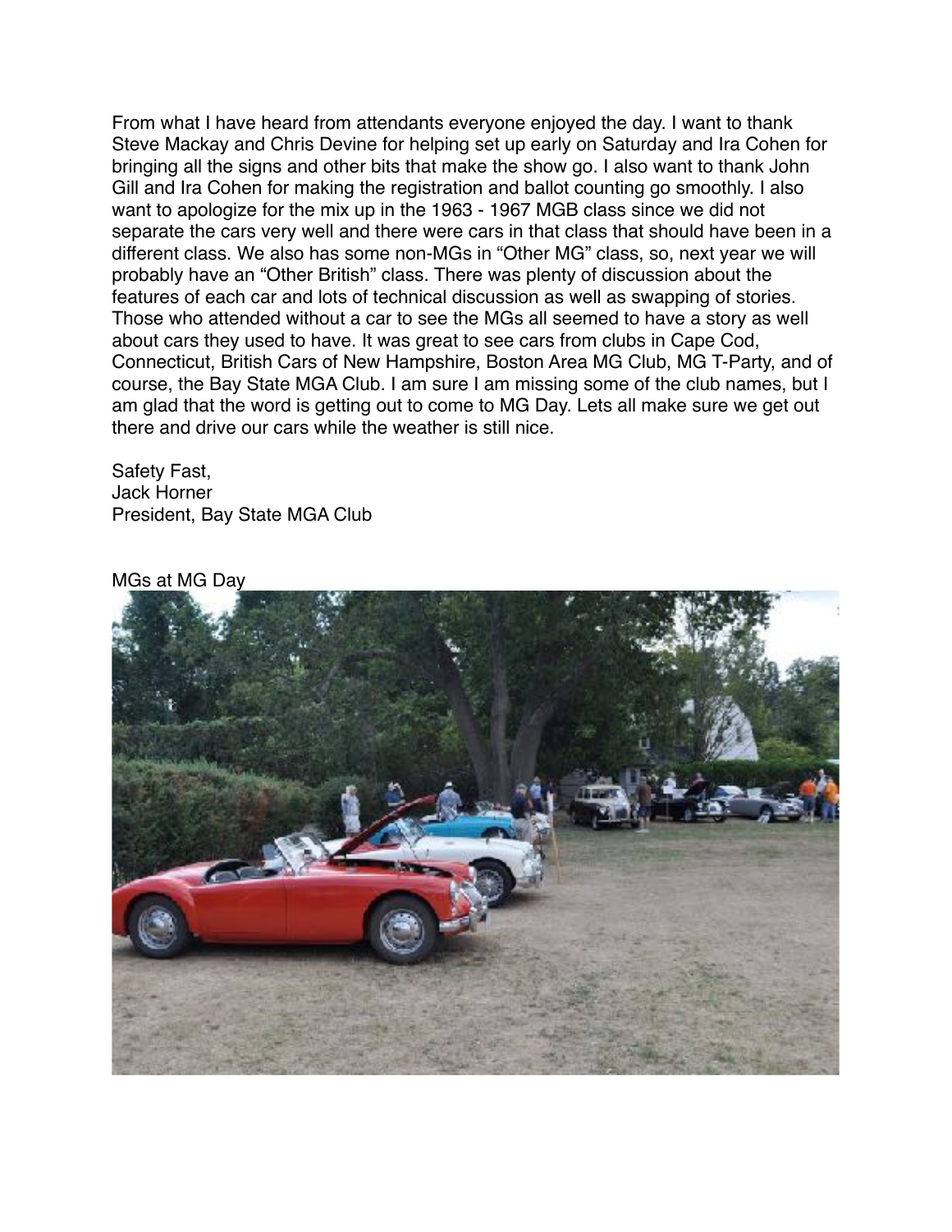From what I have heard from attendants everyone enjoyed the day. I want to thank Steve Mackay and Chris Devine for helping set up early on Saturday and Ira Cohen for bringing all the signs and other bits that make the show go. I also want to thank John Gill and Ira Cohen for making the registration and ballot counting go smoothly. I also want to apologize for the mix up in the 1963 - 1967 MGB class since we did not separate the cars very well and there were cars in that class that should have been in a different class. We also has some non-MGs in "Other MG" class, so, next year we will probably have an "Other British" class. There was plenty of discussion about the features of each car and lots of technical discussion as well as swapping of stories. Those who attended without a car to see the MGs all seemed to have a story as well about cars they used to have. It was great to see cars from clubs in Cape Cod, Connecticut, British Cars of New Hampshire, Boston Area MG Club, MG T-Party, and of course, the Bay State MGA Club. I am sure I am missing some of the club names, but I am glad that the word is getting out to come to MG Day. Lets all make sure we get out there and drive our cars while the weather is still nice.

Safety Fast,
Jack Horner
President, Bay State MGA Club

MGs at MG Day